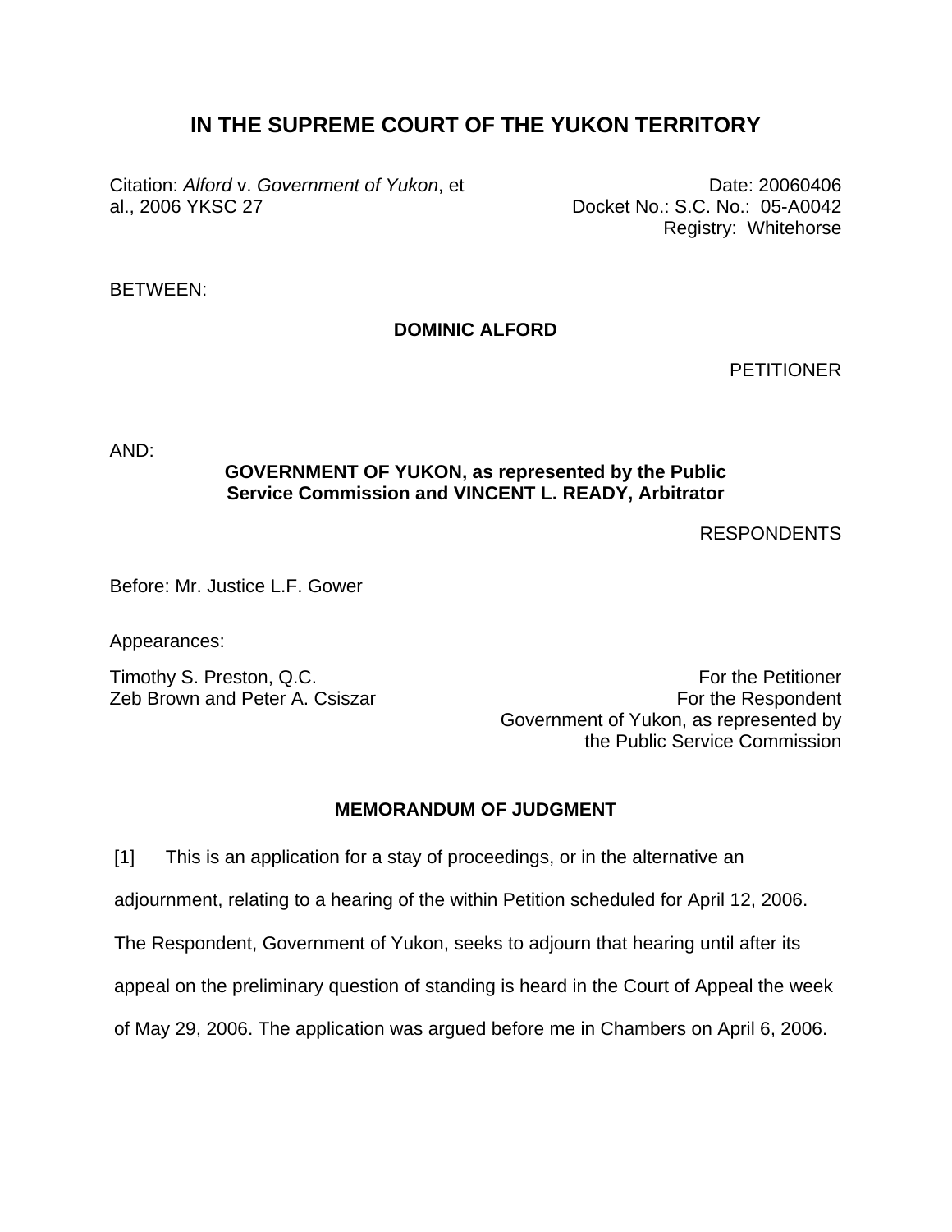# IN THE SUPREME COURT OF THE YUKON TERRITORY

Citation: *Alford* v. *Government of Yukon*, et al., 2006 YKSC 27

Date: 20060406
Docket No.: S.C. No.: 05-A0042
Registry: Whitehorse

BETWEEN:

**DOMINIC ALFORD**

PETITIONER

AND:

**GOVERNMENT OF YUKON, as represented by the Public Service Commission and VINCENT L. READY, Arbitrator**

RESPONDENTS

Before: Mr. Justice L.F. Gower

Appearances:

| | |
|---|---|
| Timothy S. Preston, Q.C. | For the Petitioner |
| Zeb Brown and Peter A. Csiszar | For the Respondent Government of Yukon, as represented by the Public Service Commission |

## MEMORANDUM OF JUDGMENT

[1] This is an application for a stay of proceedings, or in the alternative an adjournment, relating to a hearing of the within Petition scheduled for April 12, 2006. The Respondent, Government of Yukon, seeks to adjourn that hearing until after its appeal on the preliminary question of standing is heard in the Court of Appeal the week of May 29, 2006. The application was argued before me in Chambers on April 6, 2006.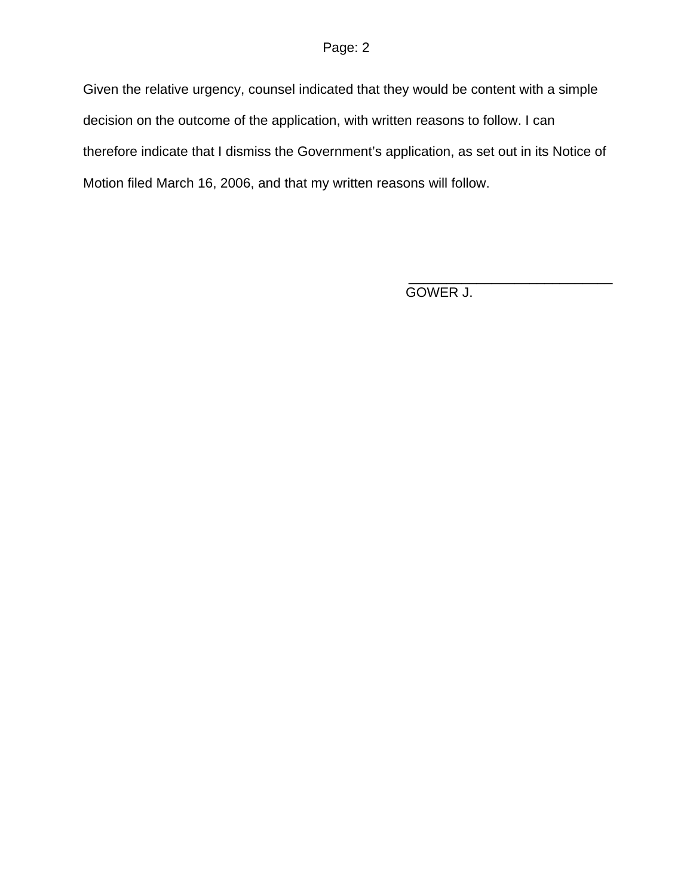Given the relative urgency, counsel indicated that they would be content with a simple decision on the outcome of the application, with written reasons to follow. I can therefore indicate that I dismiss the Government's application, as set out in its Notice of Motion filed March 16, 2006, and that my written reasons will follow.

\_\_\_\_\_\_\_\_\_\_\_\_\_\_\_\_\_\_\_\_\_\_\_\_\_\_\_\_

GOWER J.